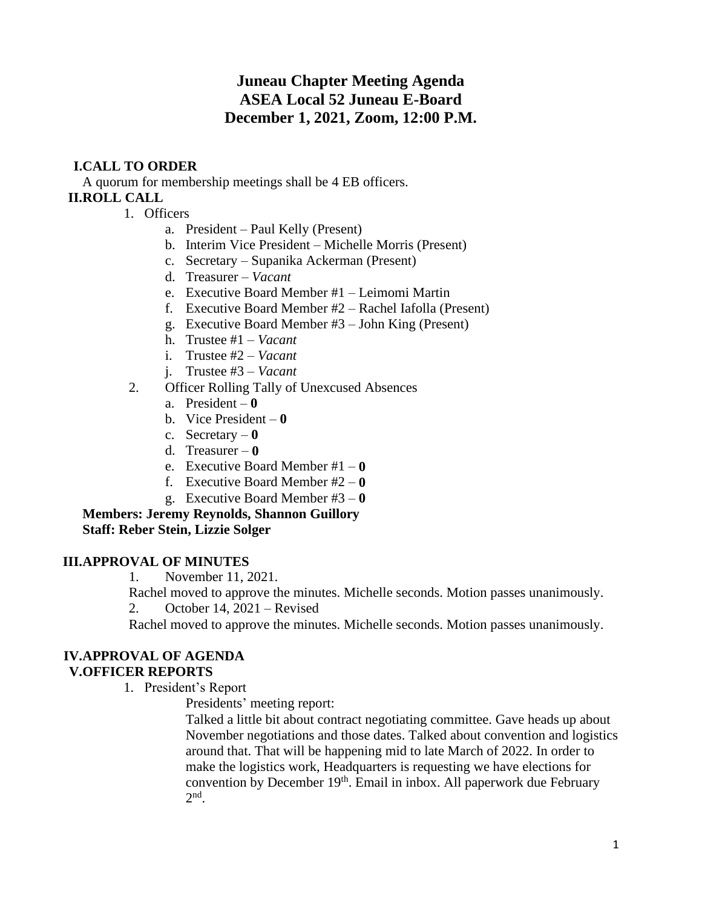# Juneau Chapter Meeting Agenda
# ASEA Local 52 Juneau E-Board
# December 1, 2021, Zoom, 12:00 P.M.

## I. CALL TO ORDER

A quorum for membership meetings shall be 4 EB officers.

## II. ROLL CALL

1. Officers
   a. President – Paul Kelly (Present)
   b. Interim Vice President – Michelle Morris (Present)
   c. Secretary – Supanika Ackerman (Present)
   d. Treasurer – *Vacant*
   e. Executive Board Member #1 – Leimomi Martin
   f. Executive Board Member #2 – Rachel Iafolla (Present)
   g. Executive Board Member #3 – John King (Present)
   h. Trustee #1 – *Vacant*
   i. Trustee #2 – *Vacant*
   j. Trustee #3 – *Vacant*
2. Officer Rolling Tally of Unexcused Absences
   a. President – **0**
   b. Vice President – **0**
   c. Secretary – **0**
   d. Treasurer – **0**
   e. Executive Board Member #1 – **0**
   f. Executive Board Member #2 – **0**
   g. Executive Board Member #3 – **0**

**Members: Jeremy Reynolds, Shannon Guillory**
**Staff: Reber Stein, Lizzie Solger**

## III. APPROVAL OF MINUTES

1. November 11, 2021.

   Rachel moved to approve the minutes. Michelle seconds. Motion passes unanimously.

2. October 14, 2021 – Revised

   Rachel moved to approve the minutes. Michelle seconds. Motion passes unanimously.

## IV. APPROVAL OF AGENDA

## V. OFFICER REPORTS

1. President's Report

   Presidents' meeting report:

   Talked a little bit about contract negotiating committee. Gave heads up about November negotiations and those dates. Talked about convention and logistics around that. That will be happening mid to late March of 2022. In order to make the logistics work, Headquarters is requesting we have elections for convention by December 19th. Email in inbox. All paperwork due February 2nd.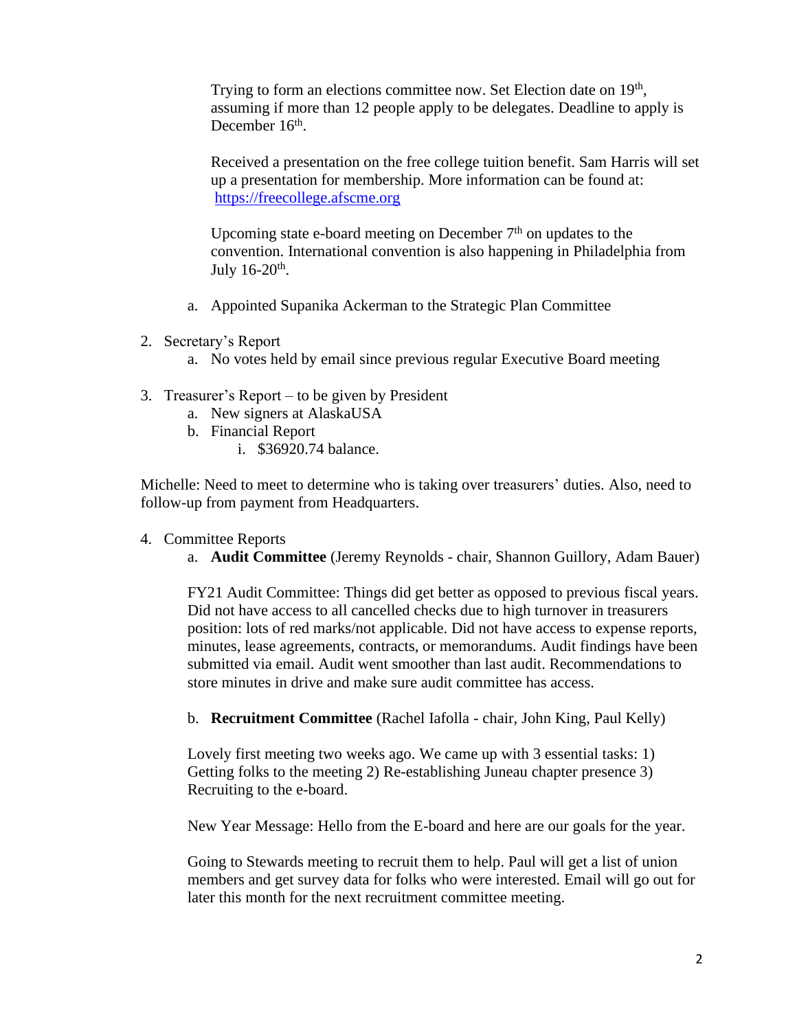Trying to form an elections committee now. Set Election date on 19th, assuming if more than 12 people apply to be delegates. Deadline to apply is December 16th.

Received a presentation on the free college tuition benefit. Sam Harris will set up a presentation for membership. More information can be found at: [https://freecollege.afscme.org](https://freecollege.afscme.org)

Upcoming state e-board meeting on December 7th on updates to the convention. International convention is also happening in Philadelphia from July 16-20th.

   a. Appointed Supanika Ackerman to the Strategic Plan Committee

2. Secretary's Report
   a. No votes held by email since previous regular Executive Board meeting

3. Treasurer's Report – to be given by President
   a. New signers at AlaskaUSA
   b. Financial Report
      i. $36920.74 balance.

Michelle: Need to meet to determine who is taking over treasurers' duties. Also, need to follow-up from payment from Headquarters.

4. Committee Reports
   a. **Audit Committee** (Jeremy Reynolds - chair, Shannon Guillory, Adam Bauer)

   FY21 Audit Committee: Things did get better as opposed to previous fiscal years. Did not have access to all cancelled checks due to high turnover in treasurers position: lots of red marks/not applicable. Did not have access to expense reports, minutes, lease agreements, contracts, or memorandums. Audit findings have been submitted via email. Audit went smoother than last audit. Recommendations to store minutes in drive and make sure audit committee has access.

   b. **Recruitment Committee** (Rachel Iafolla - chair, John King, Paul Kelly)

   Lovely first meeting two weeks ago. We came up with 3 essential tasks: 1) Getting folks to the meeting 2) Re-establishing Juneau chapter presence 3) Recruiting to the e-board.

   New Year Message: Hello from the E-board and here are our goals for the year.

   Going to Stewards meeting to recruit them to help. Paul will get a list of union members and get survey data for folks who were interested. Email will go out for later this month for the next recruitment committee meeting.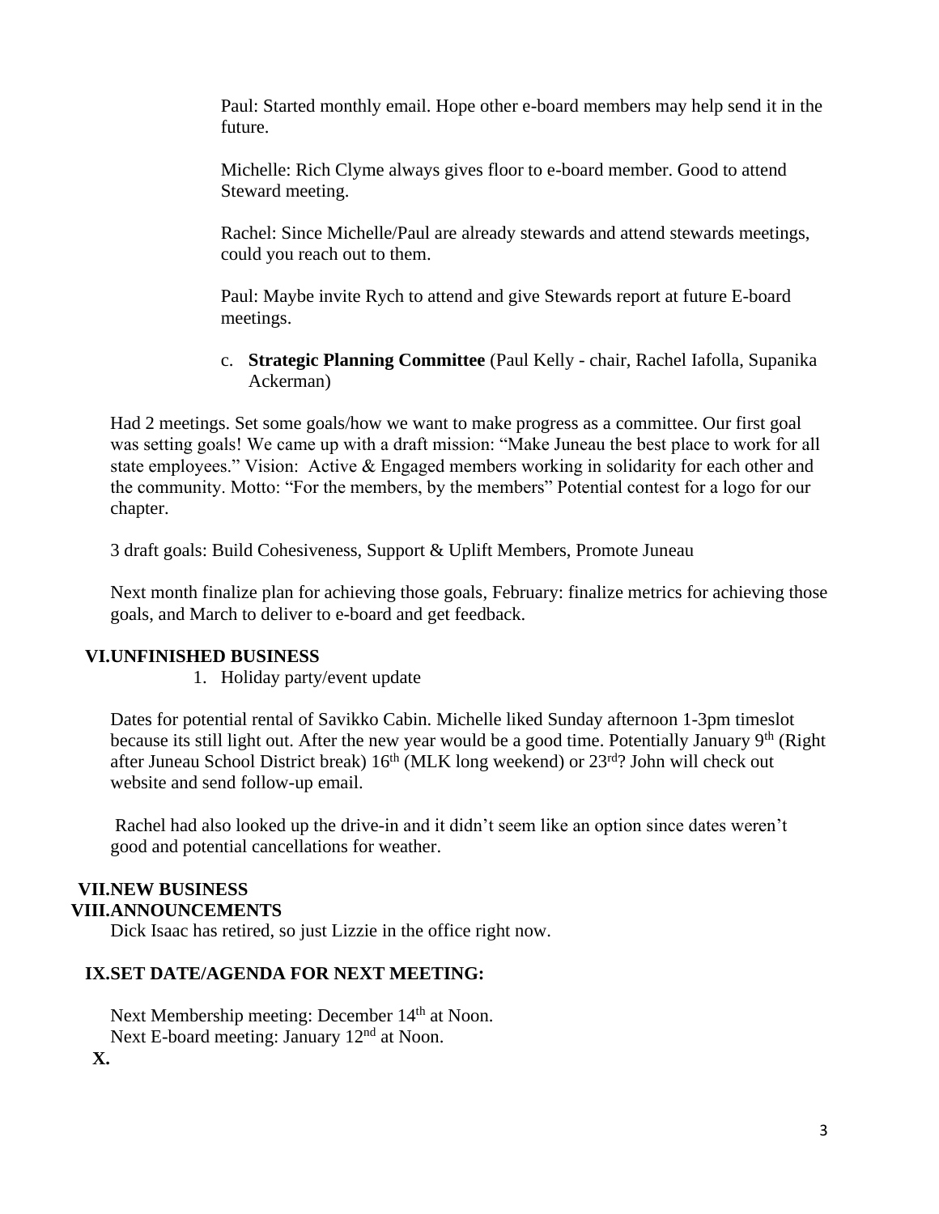Paul: Started monthly email. Hope other e-board members may help send it in the future.

Michelle: Rich Clyme always gives floor to e-board member. Good to attend Steward meeting.

Rachel: Since Michelle/Paul are already stewards and attend stewards meetings, could you reach out to them.

Paul: Maybe invite Rych to attend and give Stewards report at future E-board meetings.

c. **Strategic Planning Committee** (Paul Kelly - chair, Rachel Iafolla, Supanika Ackerman)

Had 2 meetings. Set some goals/how we want to make progress as a committee. Our first goal was setting goals! We came up with a draft mission: "Make Juneau the best place to work for all state employees." Vision: Active & Engaged members working in solidarity for each other and the community. Motto: "For the members, by the members" Potential contest for a logo for our chapter.

3 draft goals: Build Cohesiveness, Support & Uplift Members, Promote Juneau

Next month finalize plan for achieving those goals, February: finalize metrics for achieving those goals, and March to deliver to e-board and get feedback.

## VI. UNFINISHED BUSINESS

1. Holiday party/event update

Dates for potential rental of Savikko Cabin. Michelle liked Sunday afternoon 1-3pm timeslot because its still light out. After the new year would be a good time. Potentially January 9th (Right after Juneau School District break) 16th (MLK long weekend) or 23rd? John will check out website and send follow-up email.

Rachel had also looked up the drive-in and it didn't seem like an option since dates weren't good and potential cancellations for weather.

## VII. NEW BUSINESS

## VIII. ANNOUNCEMENTS

Dick Isaac has retired, so just Lizzie in the office right now.

## IX. SET DATE/AGENDA FOR NEXT MEETING:

Next Membership meeting: December 14th at Noon.
Next E-board meeting: January 12nd at Noon.

## X.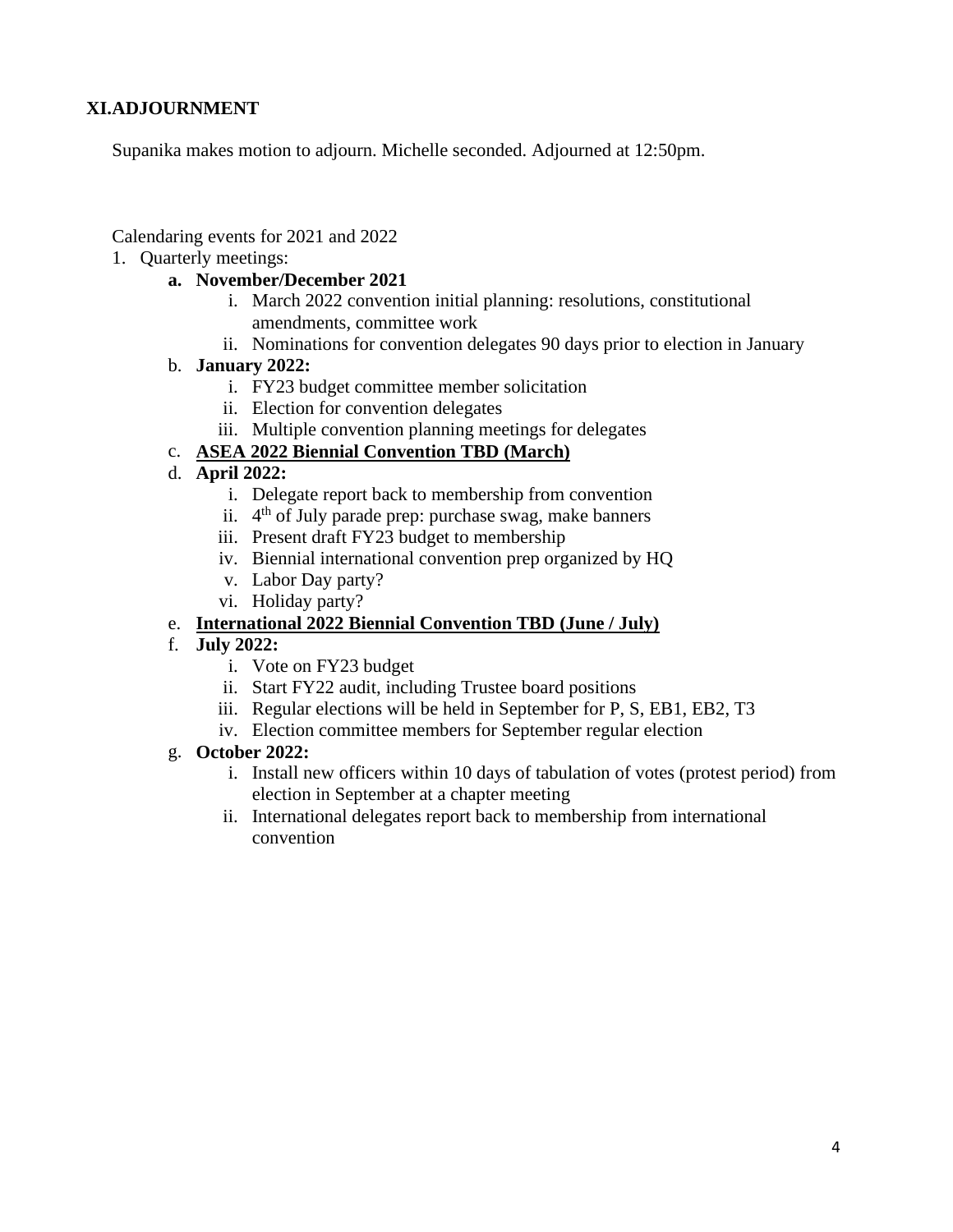**XI. ADJOURNMENT**

Supanika makes motion to adjourn. Michelle seconded. Adjourned at 12:50pm.

Calendaring events for 2021 and 2022

1. Quarterly meetings:
   a. **November/December 2021**
      i. March 2022 convention initial planning: resolutions, constitutional amendments, committee work
      ii. Nominations for convention delegates 90 days prior to election in January
   b. **January 2022:**
      i. FY23 budget committee member solicitation
      ii. Election for convention delegates
      iii. Multiple convention planning meetings for delegates
   c. **<u>ASEA 2022 Biennial Convention TBD (March)</u>**
   d. **April 2022:**
      i. Delegate report back to membership from convention
      ii. 4th of July parade prep: purchase swag, make banners
      iii. Present draft FY23 budget to membership
      iv. Biennial international convention prep organized by HQ
      v. Labor Day party?
      vi. Holiday party?
   e. **<u>International 2022 Biennial Convention TBD (June / July)</u>**
   f. **July 2022:**
      i. Vote on FY23 budget
      ii. Start FY22 audit, including Trustee board positions
      iii. Regular elections will be held in September for P, S, EB1, EB2, T3
      iv. Election committee members for September regular election
   g. **October 2022:**
      i. Install new officers within 10 days of tabulation of votes (protest period) from election in September at a chapter meeting
      ii. International delegates report back to membership from international convention